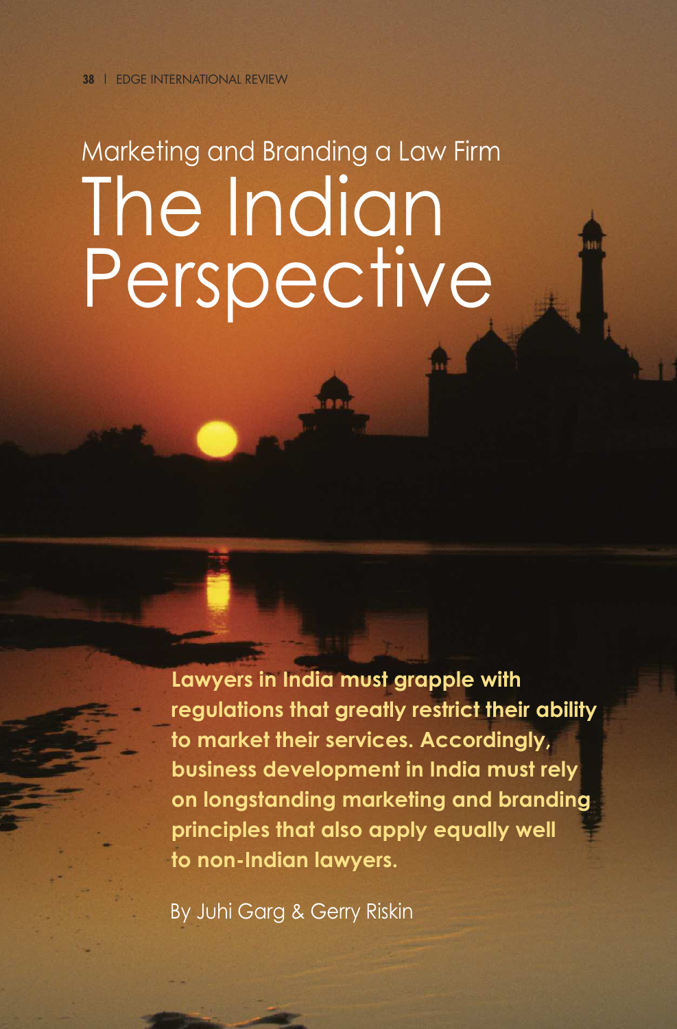## Marketing and Branding a Law Firm

# The Indian Perspective

**Lawyers in India must grapple with regulations that greatly restrict their ability to market their services. Accordingly, business development in India must rely on longstanding marketing and branding principles that also apply equally well to non-Indian lawyers.**

By Juhi Garg & Gerry Riskin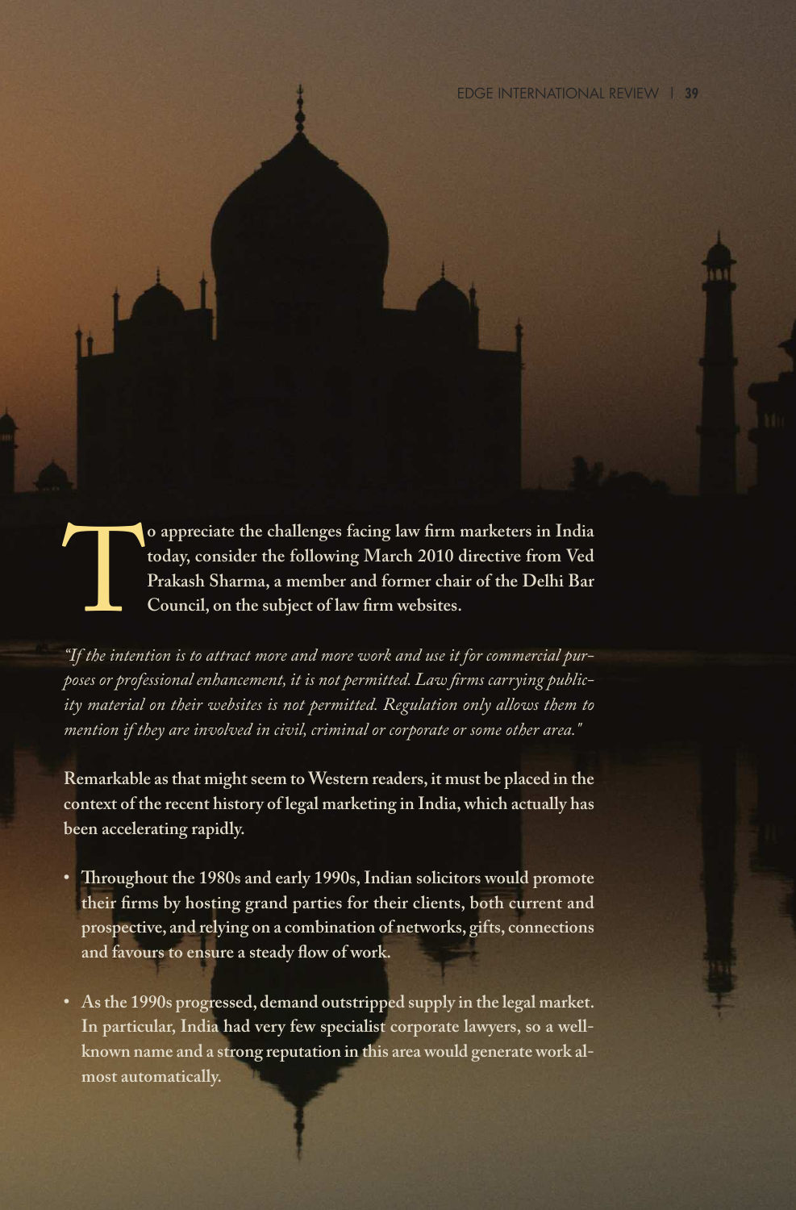**To appreciate the challenges facing law firm marketers in India today, consider the following March 2010 directive from Ved Prakash Sharma, a member and former chair of the Delhi Bar Council, on the subject of law firm websites.**

*"If the intention is to attract more and more work and use it for commercial purposes or professional enhancement, it is not permitted. Law firms carrying publicity material on their websites is not permitted. Regulation only allows them to mention if they are involved in civil, criminal or corporate or some other area."*

**Remarkable as that might seem to Western readers, it must be placed in the context of the recent history of legal marketing in India, which actually has been accelerating rapidly.**

- **Throughout the 1980s and early 1990s, Indian solicitors would promote their firms by hosting grand parties for their clients, both current and prospective, and relying on a combination of networks, gifts, connections and favours to ensure a steady flow of work.**
- **As the 1990s progressed, demand outstripped supply in the legal market. In particular, India had very few specialist corporate lawyers, so a well-known name and a strong reputation in this area would generate work almost automatically.**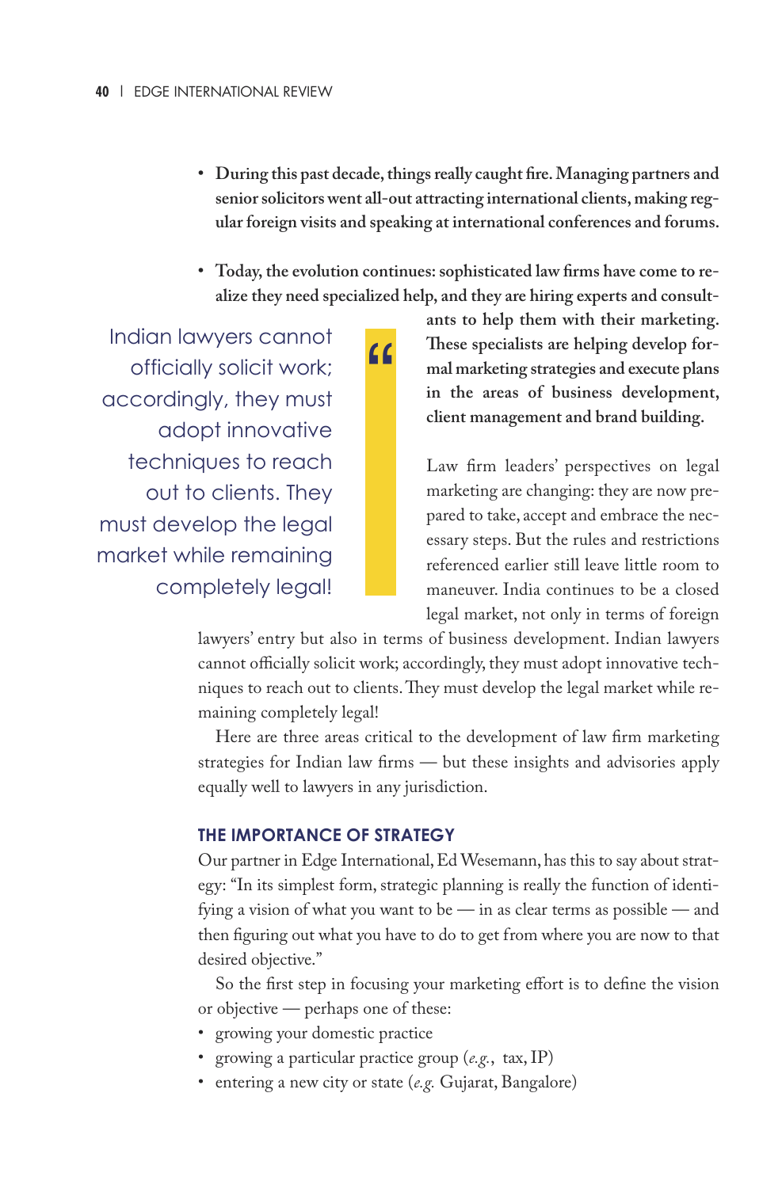- **During this past decade, things really caught fire. Managing partners and senior solicitors went all-out attracting international clients, making regular foreign visits and speaking at international conferences and forums.**

- **Today, the evolution continues: sophisticated law firms have come to realize they need specialized help, and they are hiring experts and consultants to help them with their marketing. These specialists are helping develop formal marketing strategies and execute plans in the areas of business development, client management and brand building.**

> Indian lawyers cannot officially solicit work; accordingly, they must adopt innovative techniques to reach out to clients. They must develop the legal market while remaining completely legal!

Law firm leaders' perspectives on legal marketing are changing: they are now prepared to take, accept and embrace the necessary steps. But the rules and restrictions referenced earlier still leave little room to maneuver. India continues to be a closed legal market, not only in terms of foreign lawyers' entry but also in terms of business development. Indian lawyers cannot officially solicit work; accordingly, they must adopt innovative techniques to reach out to clients. They must develop the legal market while remaining completely legal!

Here are three areas critical to the development of law firm marketing strategies for Indian law firms — but these insights and advisories apply equally well to lawyers in any jurisdiction.

## THE IMPORTANCE OF STRATEGY

Our partner in Edge International, Ed Wesemann, has this to say about strategy: "In its simplest form, strategic planning is really the function of identifying a vision of what you want to be — in as clear terms as possible — and then figuring out what you have to do to get from where you are now to that desired objective."

So the first step in focusing your marketing effort is to define the vision or objective — perhaps one of these:

- growing your domestic practice
- growing a particular practice group (*e.g.*, tax, IP)
- entering a new city or state (*e.g.* Gujarat, Bangalore)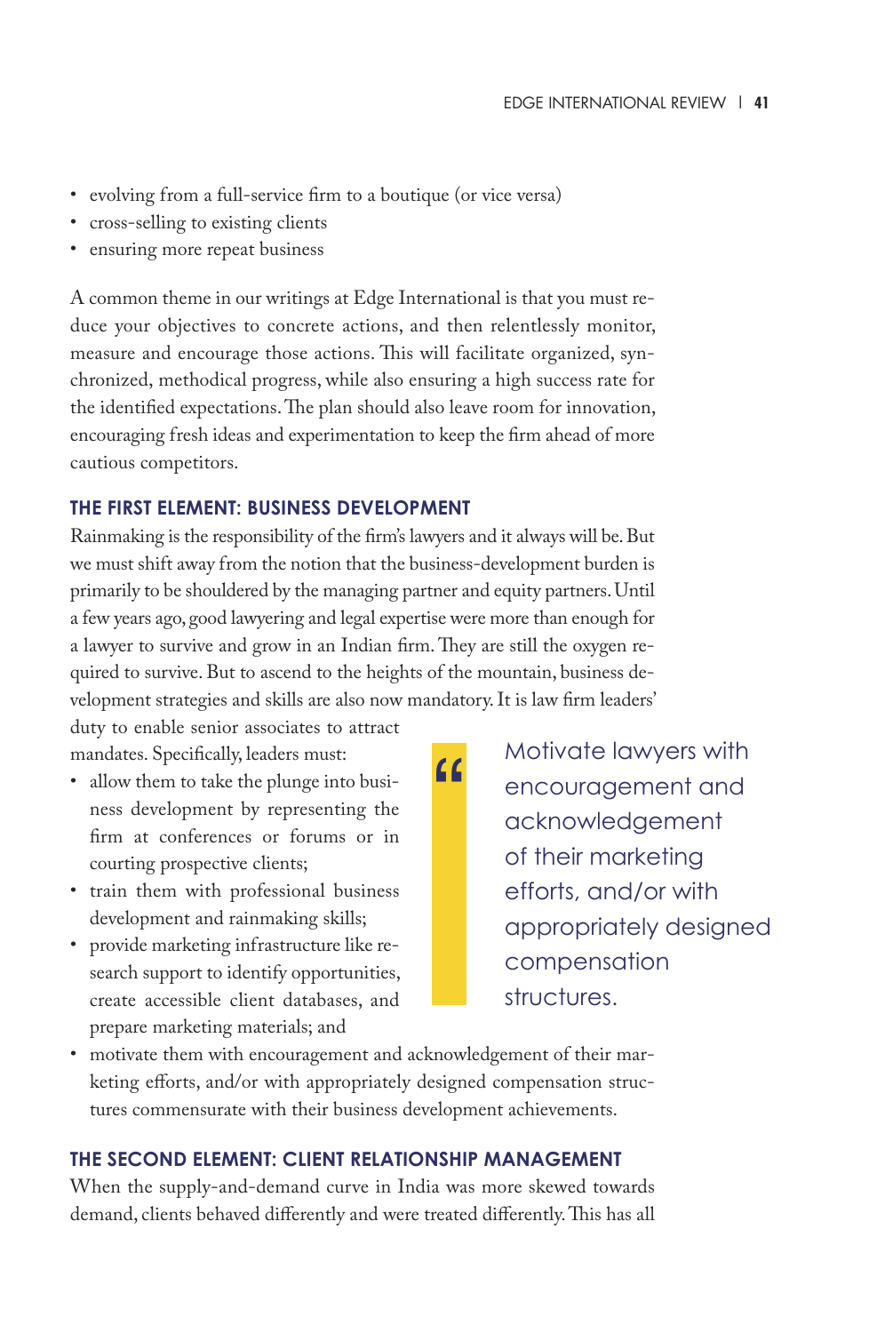- evolving from a full-service firm to a boutique (or vice versa)
- cross-selling to existing clients
- ensuring more repeat business

A common theme in our writings at Edge International is that you must reduce your objectives to concrete actions, and then relentlessly monitor, measure and encourage those actions. This will facilitate organized, synchronized, methodical progress, while also ensuring a high success rate for the identified expectations. The plan should also leave room for innovation, encouraging fresh ideas and experimentation to keep the firm ahead of more cautious competitors.

### THE FIRST ELEMENT: BUSINESS DEVELOPMENT

Rainmaking is the responsibility of the firm's lawyers and it always will be. But we must shift away from the notion that the business-development burden is primarily to be shouldered by the managing partner and equity partners. Until a few years ago, good lawyering and legal expertise were more than enough for a lawyer to survive and grow in an Indian firm. They are still the oxygen required to survive. But to ascend to the heights of the mountain, business development strategies and skills are also now mandatory. It is law firm leaders' duty to enable senior associates to attract mandates. Specifically, leaders must:

- allow them to take the plunge into business development by representing the firm at conferences or forums or in courting prospective clients;
- train them with professional business development and rainmaking skills;
- provide marketing infrastructure like research support to identify opportunities, create accessible client databases, and prepare marketing materials; and
- motivate them with encouragement and acknowledgement of their marketing efforts, and/or with appropriately designed compensation structures commensurate with their business development achievements.

> "Motivate lawyers with encouragement and acknowledgement of their marketing efforts, and/or with appropriately designed compensation structures.

### THE SECOND ELEMENT: CLIENT RELATIONSHIP MANAGEMENT

When the supply-and-demand curve in India was more skewed towards demand, clients behaved differently and were treated differently. This has all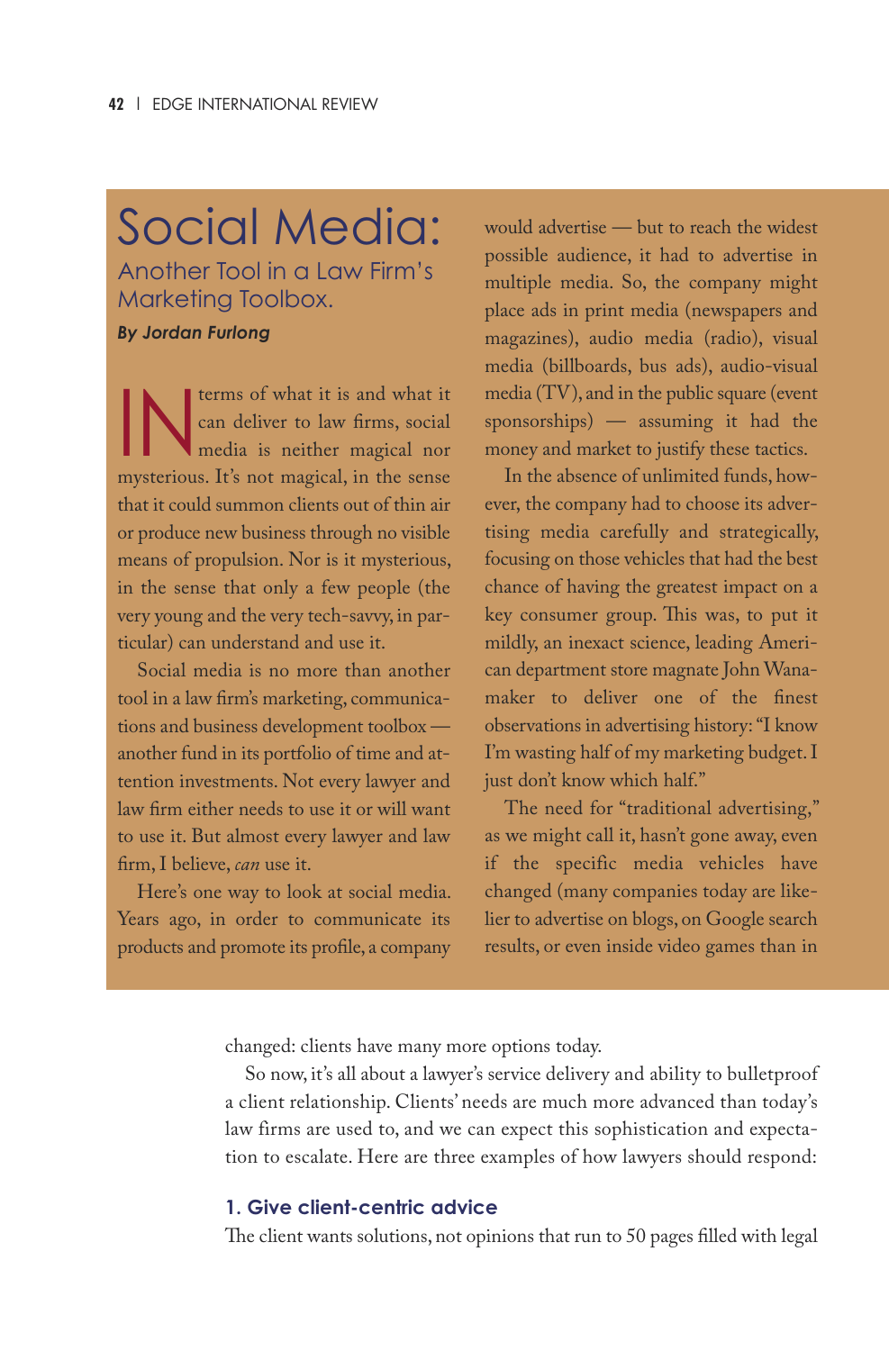# Social Media:

## Another Tool in a Law Firm's Marketing Toolbox.

***By Jordan Furlong***

IN terms of what it is and what it can deliver to law firms, social media is neither magical nor mysterious. It's not magical, in the sense that it could summon clients out of thin air or produce new business through no visible means of propulsion. Nor is it mysterious, in the sense that only a few people (the very young and the very tech-savvy, in particular) can understand and use it.

Social media is no more than another tool in a law firm's marketing, communications and business development toolbox — another fund in its portfolio of time and attention investments. Not every lawyer and law firm either needs to use it or will want to use it. But almost every lawyer and law firm, I believe, *can* use it.

Here's one way to look at social media. Years ago, in order to communicate its products and promote its profile, a company would advertise — but to reach the widest possible audience, it had to advertise in multiple media. So, the company might place ads in print media (newspapers and magazines), audio media (radio), visual media (billboards, bus ads), audio-visual media (TV), and in the public square (event sponsorships) — assuming it had the money and market to justify these tactics.

In the absence of unlimited funds, however, the company had to choose its advertising media carefully and strategically, focusing on those vehicles that had the best chance of having the greatest impact on a key consumer group. This was, to put it mildly, an inexact science, leading American department store magnate John Wanamaker to deliver one of the finest observations in advertising history: "I know I'm wasting half of my marketing budget. I just don't know which half."

The need for "traditional advertising," as we might call it, hasn't gone away, even if the specific media vehicles have changed (many companies today are likelier to advertise on blogs, on Google search results, or even inside video games than in

changed: clients have many more options today.

So now, it's all about a lawyer's service delivery and ability to bulletproof a client relationship. Clients' needs are much more advanced than today's law firms are used to, and we can expect this sophistication and expectation to escalate. Here are three examples of how lawyers should respond:

### 1. Give client-centric advice

The client wants solutions, not opinions that run to 50 pages filled with legal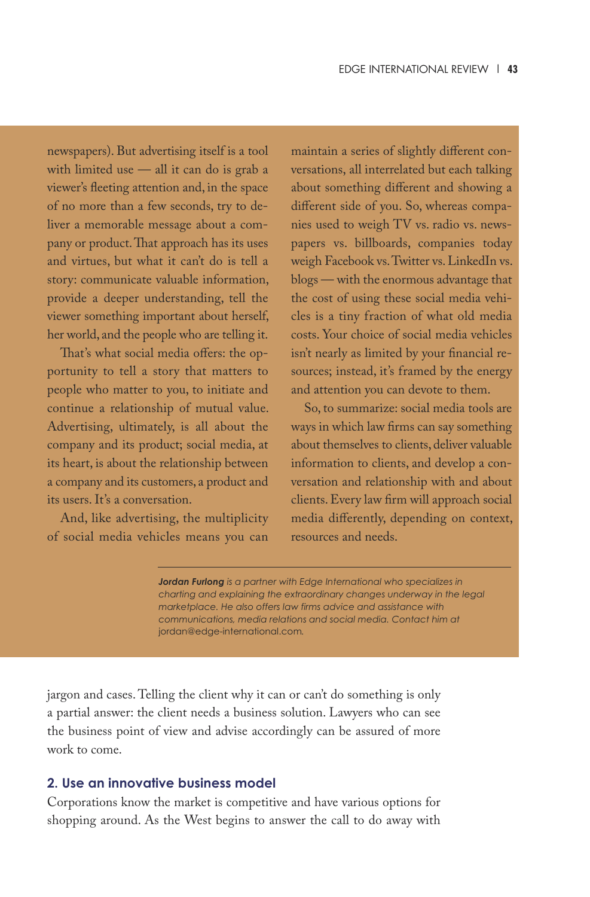newspapers). But advertising itself is a tool with limited use — all it can do is grab a viewer's fleeting attention and, in the space of no more than a few seconds, try to deliver a memorable message about a company or product. That approach has its uses and virtues, but what it can't do is tell a story: communicate valuable information, provide a deeper understanding, tell the viewer something important about herself, her world, and the people who are telling it.

That's what social media offers: the opportunity to tell a story that matters to people who matter to you, to initiate and continue a relationship of mutual value. Advertising, ultimately, is all about the company and its product; social media, at its heart, is about the relationship between a company and its customers, a product and its users. It's a conversation.

And, like advertising, the multiplicity of social media vehicles means you can maintain a series of slightly different conversations, all interrelated but each talking about something different and showing a different side of you. So, whereas companies used to weigh TV vs. radio vs. newspapers vs. billboards, companies today weigh Facebook vs. Twitter vs. LinkedIn vs. blogs — with the enormous advantage that the cost of using these social media vehicles is a tiny fraction of what old media costs. Your choice of social media vehicles isn't nearly as limited by your financial resources; instead, it's framed by the energy and attention you can devote to them.

So, to summarize: social media tools are ways in which law firms can say something about themselves to clients, deliver valuable information to clients, and develop a conversation and relationship with and about clients. Every law firm will approach social media differently, depending on context, resources and needs.

***Jordan Furlong*** *is a partner with Edge International who specializes in charting and explaining the extraordinary changes underway in the legal marketplace. He also offers law firms advice and assistance with communications, media relations and social media. Contact him at* jordan@edge-international.com.

jargon and cases. Telling the client why it can or can't do something is only a partial answer: the client needs a business solution. Lawyers who can see the business point of view and advise accordingly can be assured of more work to come.

### 2. Use an innovative business model

Corporations know the market is competitive and have various options for shopping around. As the West begins to answer the call to do away with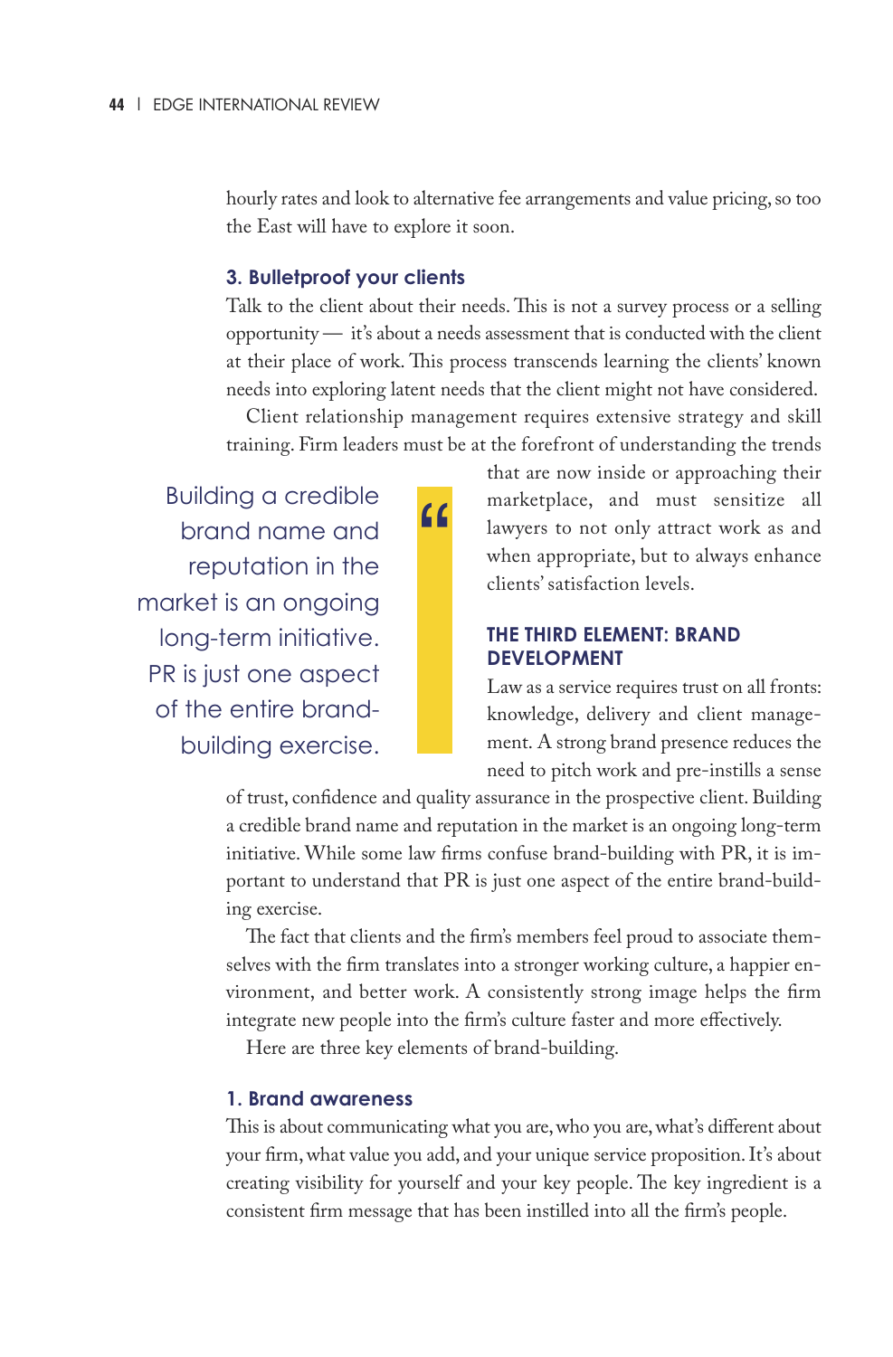hourly rates and look to alternative fee arrangements and value pricing, so too the East will have to explore it soon.

### 3. Bulletproof your clients

Talk to the client about their needs. This is not a survey process or a selling opportunity — it's about a needs assessment that is conducted with the client at their place of work. This process transcends learning the clients' known needs into exploring latent needs that the client might not have considered.

Client relationship management requires extensive strategy and skill training. Firm leaders must be at the forefront of understanding the trends that are now inside or approaching their marketplace, and must sensitize all lawyers to not only attract work as and when appropriate, but to always enhance clients' satisfaction levels.

> Building a credible brand name and reputation in the market is an ongoing long-term initiative. PR is just one aspect of the entire brand-building exercise.

## THE THIRD ELEMENT: BRAND DEVELOPMENT

Law as a service requires trust on all fronts: knowledge, delivery and client management. A strong brand presence reduces the need to pitch work and pre-instills a sense of trust, confidence and quality assurance in the prospective client. Building a credible brand name and reputation in the market is an ongoing long-term initiative. While some law firms confuse brand-building with PR, it is important to understand that PR is just one aspect of the entire brand-building exercise.

The fact that clients and the firm's members feel proud to associate themselves with the firm translates into a stronger working culture, a happier environment, and better work. A consistently strong image helps the firm integrate new people into the firm's culture faster and more effectively.

Here are three key elements of brand-building.

### 1. Brand awareness

This is about communicating what you are, who you are, what's different about your firm, what value you add, and your unique service proposition. It's about creating visibility for yourself and your key people. The key ingredient is a consistent firm message that has been instilled into all the firm's people.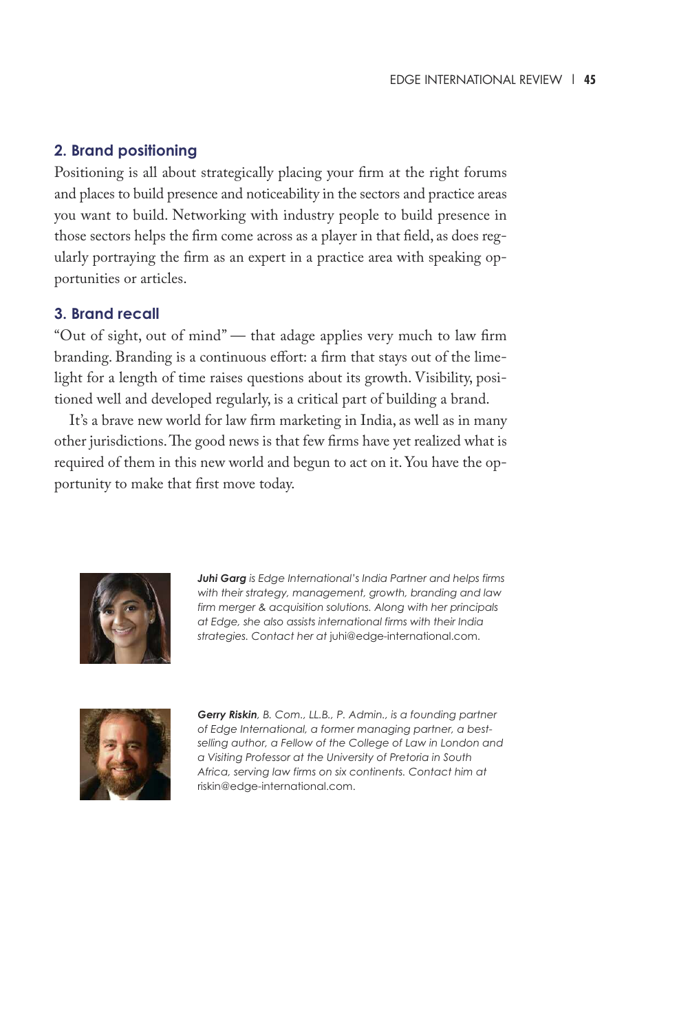### 2. Brand positioning

Positioning is all about strategically placing your firm at the right forums and places to build presence and noticeability in the sectors and practice areas you want to build. Networking with industry people to build presence in those sectors helps the firm come across as a player in that field, as does regularly portraying the firm as an expert in a practice area with speaking opportunities or articles.

### 3. Brand recall

"Out of sight, out of mind" — that adage applies very much to law firm branding. Branding is a continuous effort: a firm that stays out of the limelight for a length of time raises questions about its growth. Visibility, positioned well and developed regularly, is a critical part of building a brand.

It's a brave new world for law firm marketing in India, as well as in many other jurisdictions. The good news is that few firms have yet realized what is required of them in this new world and begun to act on it. You have the opportunity to make that first move today.

***Juhi Garg*** *is Edge International's India Partner and helps firms with their strategy, management, growth, branding and law firm merger & acquisition solutions. Along with her principals at Edge, she also assists international firms with their India strategies. Contact her at* juhi@edge-international.com.

***Gerry Riskin****, B. Com., LL.B., P. Admin., is a founding partner of Edge International, a former managing partner, a best-selling author, a Fellow of the College of Law in London and a Visiting Professor at the University of Pretoria in South Africa, serving law firms on six continents. Contact him at* riskin@edge-international.com.